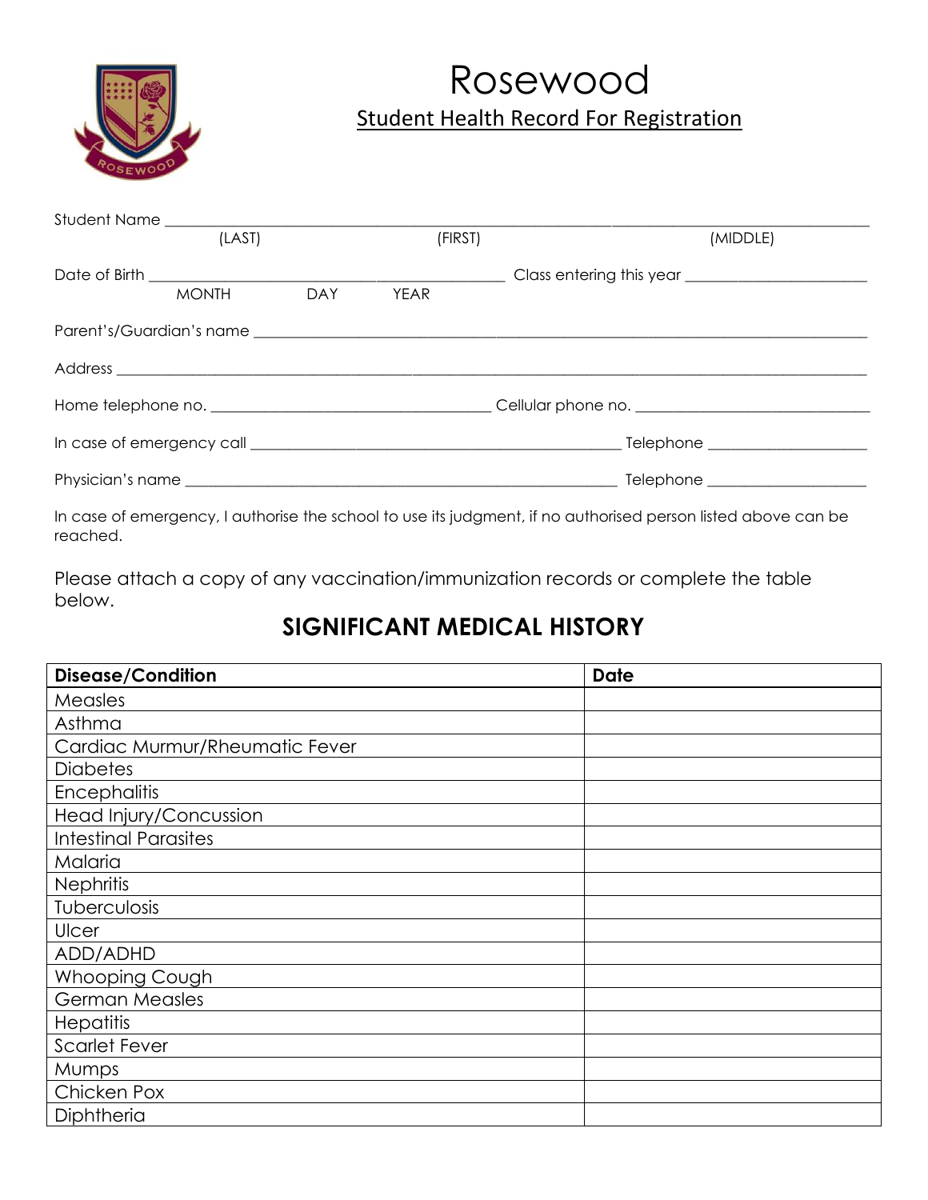# Rosewood

## Student Health Record For Registration

Student Name ______________________________________________________________
(LAST) (FIRST) (MIDDLE)

Date of Birth ______________________________ Class entering this year ______________
MONTH DAY YEAR

Parent's/Guardian's name ______________________________________________________

Address ______________________________________________________________

Home telephone no. ______________________ Cellular phone no. ______________________

In case of emergency call ______________________________ Telephone ______________

Physician's name ______________________________________ Telephone ______________

In case of emergency, I authorise the school to use its judgment, if no authorised person listed above can be reached.

Please attach a copy of any vaccination/immunization records or complete the table below.

## SIGNIFICANT MEDICAL HISTORY

| Disease/Condition | Date |
|---|---|
| Measles | |
| Asthma | |
| Cardiac Murmur/Rheumatic Fever | |
| Diabetes | |
| Encephalitis | |
| Head Injury/Concussion | |
| Intestinal Parasites | |
| Malaria | |
| Nephritis | |
| Tuberculosis | |
| Ulcer | |
| ADD/ADHD | |
| Whooping Cough | |
| German Measles | |
| Hepatitis | |
| Scarlet Fever | |
| Mumps | |
| Chicken Pox | |
| Diphtheria | |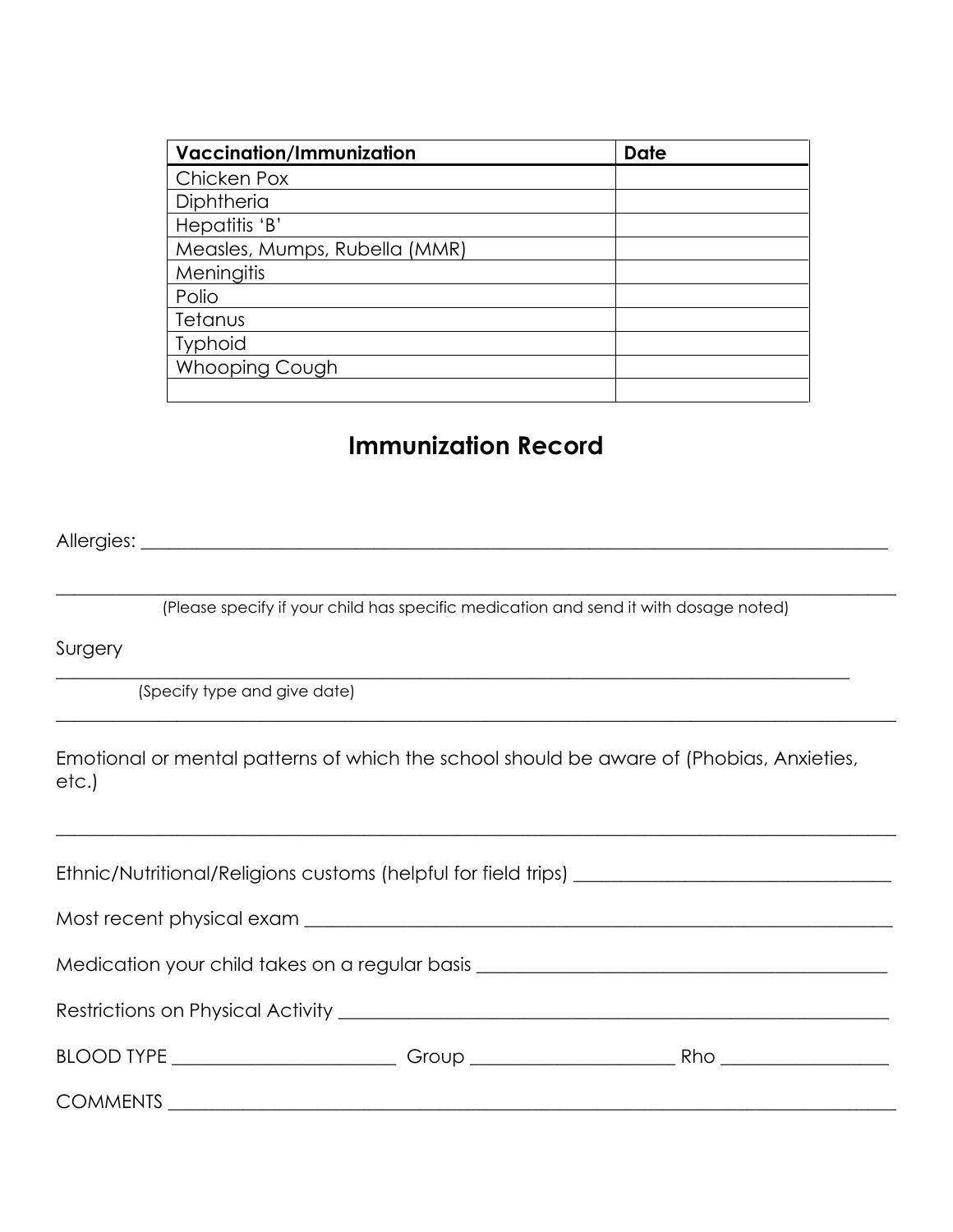| Vaccination/Immunization | Date |
|---|---|
| Chicken Pox | |
| Diphtheria | |
| Hepatitis 'B' | |
| Measles, Mumps, Rubella (MMR) | |
| Meningitis | |
| Polio | |
| Tetanus | |
| Typhoid | |
| Whooping Cough | |
| | |

## Immunization Record

Allergies: ___________________________________________________________________________

_____________________________________________________________________________________

(Please specify if your child has specific medication and send it with dosage noted)

Surgery

_____________________________________________________________________________

(Specify type and give date)

_____________________________________________________________________________________

Emotional or mental patterns of which the school should be aware of (Phobias, Anxieties, etc.)

_____________________________________________________________________________________

Ethnic/Nutritional/Religions customs (helpful for field trips) ______________________________

Most recent physical exam _______________________________________________________

Medication your child takes on a regular basis _______________________________________

Restrictions on Physical Activity ___________________________________________________

BLOOD TYPE _____________________ Group ____________________ Rho ________________

COMMENTS ______________________________________________________________________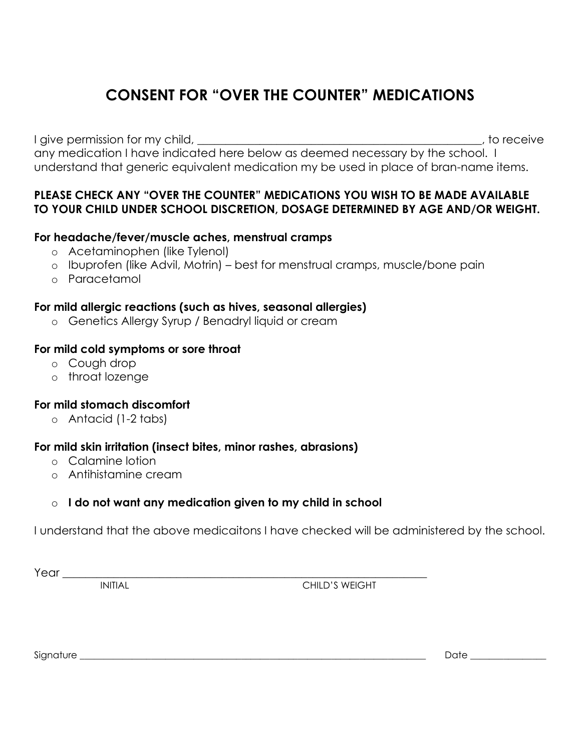# CONSENT FOR "OVER THE COUNTER" MEDICATIONS

I give permission for my child, ____________________________________________________, to receive any medication I have indicated here below as deemed necessary by the school. I understand that generic equivalent medication my be used in place of bran-name items.

**PLEASE CHECK ANY "OVER THE COUNTER" MEDICATIONS YOU WISH TO BE MADE AVAILABLE TO YOUR CHILD UNDER SCHOOL DISCRETION, DOSAGE DETERMINED BY AGE AND/OR WEIGHT.**

**For headache/fever/muscle aches, menstrual cramps**

- o Acetaminophen (like Tylenol)
- o Ibuprofen (like Advil, Motrin) – best for menstrual cramps, muscle/bone pain
- o Paracetamol

**For mild allergic reactions (such as hives, seasonal allergies)**

- o Genetics Allergy Syrup / Benadryl liquid or cream

**For mild cold symptoms or sore throat**

- o Cough drop
- o throat lozenge

**For mild stomach discomfort**

- o Antacid (1-2 tabs)

**For mild skin irritation (insect bites, minor rashes, abrasions)**

- o Calamine lotion
- o Antihistamine cream

- o **I do not want any medication given to my child in school**

I understand that the above medicaitons I have checked will be administered by the school.

Year ____________________________________________________________________

INITIAL CHILD'S WEIGHT

Signature ________________________________________________________________ Date ________________